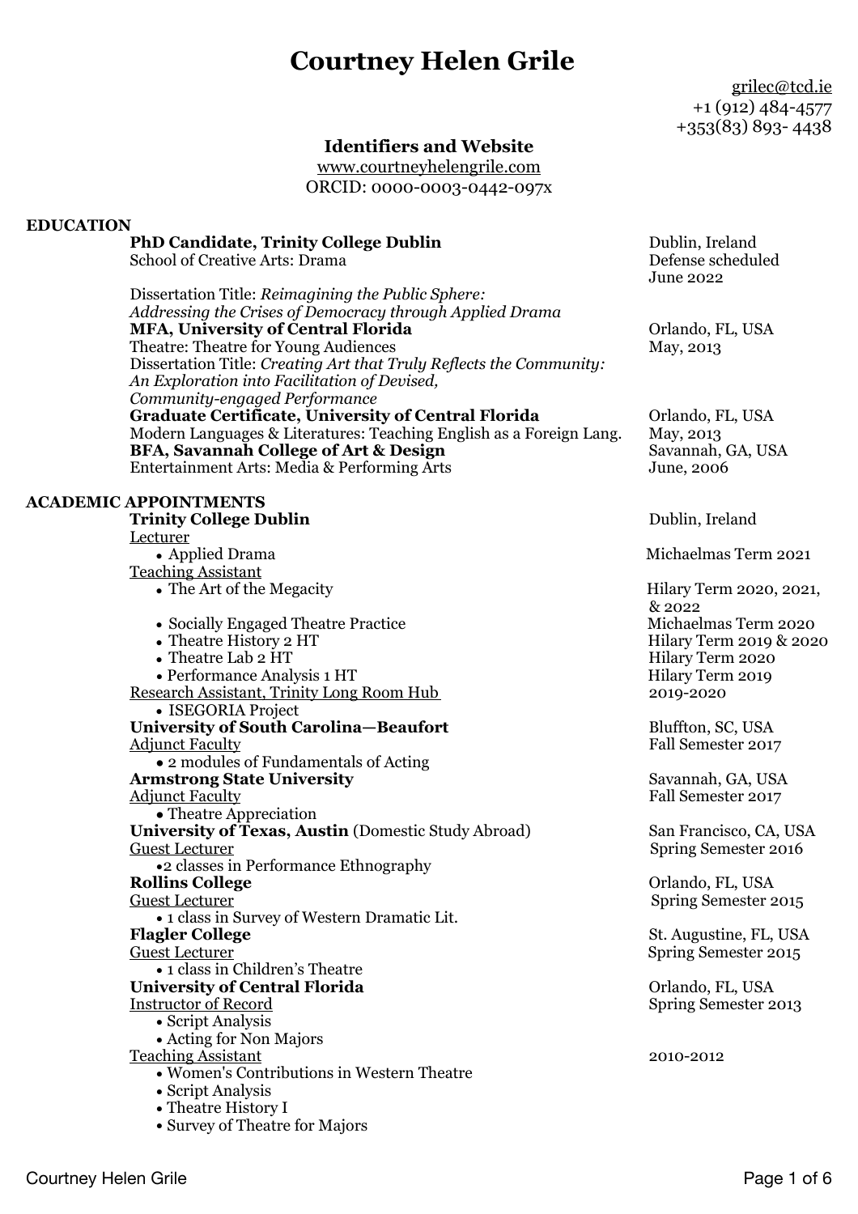# Courtney Helen Grile

grilec@tcd.ie
+1 (912) 484-4577
+353(83) 893- 4438

### Identifiers and Website

www.courtneyhelengrile.com
ORCID: 0000-0003-0442-097x

## EDUCATION

**PhD Candidate, Trinity College Dublin** — Dublin, Ireland
School of Creative Arts: Drama — Defense scheduled June 2022
Dissertation Title: *Reimagining the Public Sphere: Addressing the Crises of Democracy through Applied Drama*

**MFA, University of Central Florida** — Orlando, FL, USA
Theatre: Theatre for Young Audiences — May, 2013
Dissertation Title: *Creating Art that Truly Reflects the Community: An Exploration into Facilitation of Devised, Community-engaged Performance*

**Graduate Certificate, University of Central Florida** — Orlando, FL, USA
Modern Languages & Literatures: Teaching English as a Foreign Lang. — May, 2013

**BFA, Savannah College of Art & Design** — Savannah, GA, USA
Entertainment Arts: Media & Performing Arts — June, 2006

## ACADEMIC APPOINTMENTS

**Trinity College Dublin** — Dublin, Ireland

Lecturer
- Applied Drama — Michaelmas Term 2021

Teaching Assistant
- The Art of the Megacity — Hilary Term 2020, 2021, & 2022
- Socially Engaged Theatre Practice — Michaelmas Term 2020
- Theatre History 2 HT — Hilary Term 2019 & 2020
- Theatre Lab 2 HT — Hilary Term 2020
- Performance Analysis 1 HT — Hilary Term 2019

Research Assistant, Trinity Long Room Hub — 2019-2020
- ISEGORIA Project

**University of South Carolina—Beaufort** — Bluffton, SC, USA

Adjunct Faculty — Fall Semester 2017
- 2 modules of Fundamentals of Acting

**Armstrong State University** — Savannah, GA, USA

Adjunct Faculty — Fall Semester 2017
- Theatre Appreciation

**University of Texas, Austin** (Domestic Study Abroad) — San Francisco, CA, USA

Guest Lecturer — Spring Semester 2016
- 2 classes in Performance Ethnography

**Rollins College** — Orlando, FL, USA

Guest Lecturer — Spring Semester 2015
- 1 class in Survey of Western Dramatic Lit.

**Flagler College** — St. Augustine, FL, USA

Guest Lecturer — Spring Semester 2015
- 1 class in Children's Theatre

**University of Central Florida** — Orlando, FL, USA

Instructor of Record — Spring Semester 2013
- Script Analysis
- Acting for Non Majors

Teaching Assistant — 2010-2012
- Women's Contributions in Western Theatre
- Script Analysis
- Theatre History I
- Survey of Theatre for Majors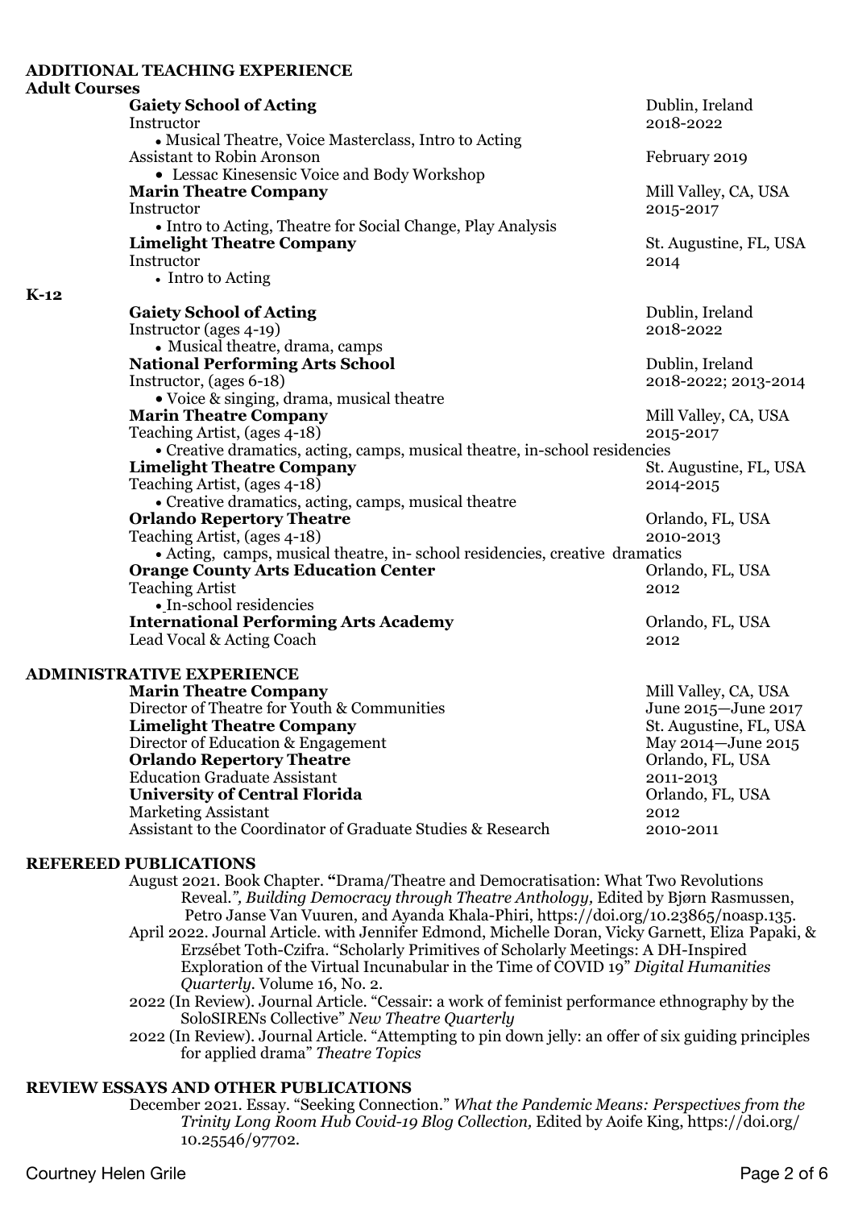## ADDITIONAL TEACHING EXPERIENCE

### Adult Courses

**Gaiety School of Acting** — Dublin, Ireland
Instructor — 2018-2022
- Musical Theatre, Voice Masterclass, Intro to Acting

Assistant to Robin Aronson — February 2019
- Lessac Kinesensic Voice and Body Workshop

**Marin Theatre Company** — Mill Valley, CA, USA
Instructor — 2015-2017
- Intro to Acting, Theatre for Social Change, Play Analysis

**Limelight Theatre Company** — St. Augustine, FL, USA
Instructor — 2014
- Intro to Acting

### K-12

**Gaiety School of Acting** — Dublin, Ireland
Instructor (ages 4-19) — 2018-2022
- Musical theatre, drama, camps

**National Performing Arts School** — Dublin, Ireland
Instructor, (ages 6-18) — 2018-2022; 2013-2014
- Voice & singing, drama, musical theatre

**Marin Theatre Company** — Mill Valley, CA, USA
Teaching Artist, (ages 4-18) — 2015-2017
- Creative dramatics, acting, camps, musical theatre, in-school residencies

**Limelight Theatre Company** — St. Augustine, FL, USA
Teaching Artist, (ages 4-18) — 2014-2015
- Creative dramatics, acting, camps, musical theatre

**Orlando Repertory Theatre** — Orlando, FL, USA
Teaching Artist, (ages 4-18) — 2010-2013
- Acting, camps, musical theatre, in- school residencies, creative dramatics

**Orange County Arts Education Center** — Orlando, FL, USA
Teaching Artist — 2012
- In-school residencies

**International Performing Arts Academy** — Orlando, FL, USA
Lead Vocal & Acting Coach — 2012

## ADMINISTRATIVE EXPERIENCE

**Marin Theatre Company** — Mill Valley, CA, USA
Director of Theatre for Youth & Communities — June 2015—June 2017

**Limelight Theatre Company** — St. Augustine, FL, USA
Director of Education & Engagement — May 2014—June 2015

**Orlando Repertory Theatre** — Orlando, FL, USA
Education Graduate Assistant — 2011-2013

**University of Central Florida** — Orlando, FL, USA
Marketing Assistant — 2012
Assistant to the Coordinator of Graduate Studies & Research — 2010-2011

## REFEREED PUBLICATIONS

August 2021. Book Chapter. "Drama/Theatre and Democratisation: What Two Revolutions Reveal.", *Building Democracy through Theatre Anthology,* Edited by Bjørn Rasmussen, Petro Janse Van Vuuren, and Ayanda Khala-Phiri, https://doi.org/10.23865/noasp.135.

April 2022. Journal Article. with Jennifer Edmond, Michelle Doran, Vicky Garnett, Eliza Papaki, & Erzsébet Toth-Czifra. "Scholarly Primitives of Scholarly Meetings: A DH-Inspired Exploration of the Virtual Incunabular in the Time of COVID 19" *Digital Humanities Quarterly*. Volume 16, No. 2.

2022 (In Review). Journal Article. "Cessair: a work of feminist performance ethnography by the SoloSIRENs Collective" *New Theatre Quarterly*

2022 (In Review). Journal Article. "Attempting to pin down jelly: an offer of six guiding principles for applied drama" *Theatre Topics*

## REVIEW ESSAYS AND OTHER PUBLICATIONS

December 2021. Essay. "Seeking Connection." *What the Pandemic Means: Perspectives from the Trinity Long Room Hub Covid-19 Blog Collection,* Edited by Aoife King, https://doi.org/10.25546/97702.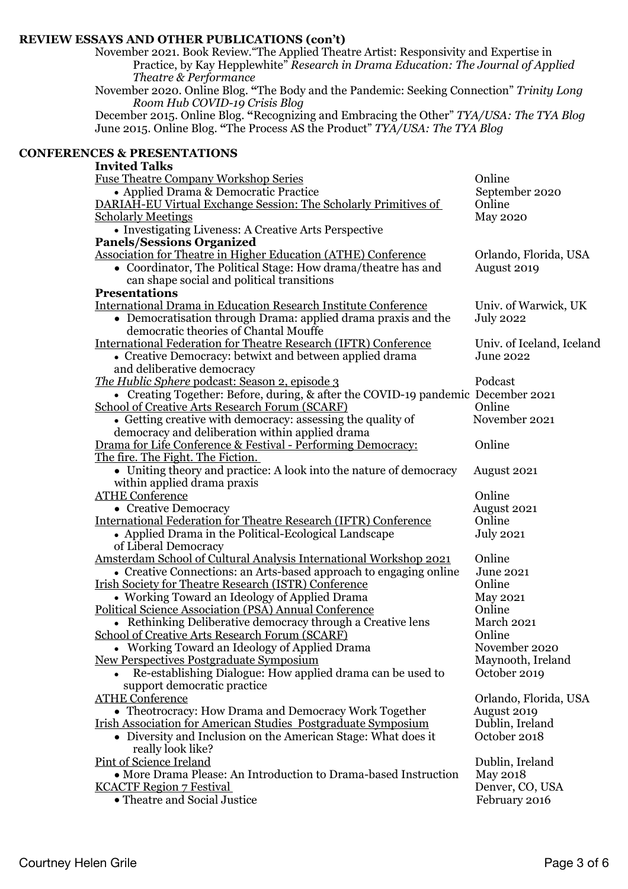**REVIEW ESSAYS AND OTHER PUBLICATIONS (con't)**

November 2021. Book Review. "The Applied Theatre Artist: Responsivity and Expertise in Practice, by Kay Hepplewhite" *Research in Drama Education: The Journal of Applied Theatre & Performance*

November 2020. Online Blog. **"**The Body and the Pandemic: Seeking Connection" *Trinity Long Room Hub COVID-19 Crisis Blog*

December 2015. Online Blog. **"**Recognizing and Embracing the Other" *TYA/USA: The TYA Blog*

June 2015. Online Blog. **"**The Process AS the Product" *TYA/USA: The TYA Blog*

**CONFERENCES & PRESENTATIONS**

**Invited Talks**

Fuse Theatre Company Workshop Series — Online
- Applied Drama & Democratic Practice — September 2020

DARIAH-EU Virtual Exchange Session: The Scholarly Primitives of Scholarly Meetings — Online
- Investigating Liveness: A Creative Arts Perspective — May 2020

**Panels/Sessions Organized**

Association for Theatre in Higher Education (ATHE) Conference — Orlando, Florida, USA
- Coordinator, The Political Stage: How drama/theatre has and can shape social and political transitions — August 2019

**Presentations**

International Drama in Education Research Institute Conference — Univ. of Warwick, UK
- Democratisation through Drama: applied drama praxis and the democratic theories of Chantal Mouffe — July 2022

International Federation for Theatre Research (IFTR) Conference — Univ. of Iceland, Iceland
- Creative Democracy: betwixt and between applied drama and deliberative democracy — June 2022

*The Hublic Sphere* podcast: Season 2, episode 3 — Podcast
- Creating Together: Before, during, & after the COVID-19 pandemic — December 2021

School of Creative Arts Research Forum (SCARF) — Online
- Getting creative with democracy: assessing the quality of democracy and deliberation within applied drama — November 2021

Drama for Life Conference & Festival - Performing Democracy: The fire. The Fight. The Fiction. — Online
- Uniting theory and practice: A look into the nature of democracy within applied drama praxis — August 2021

ATHE Conference — Online
- Creative Democracy — August 2021

International Federation for Theatre Research (IFTR) Conference — Online
- Applied Drama in the Political-Ecological Landscape of Liberal Democracy — July 2021

Amsterdam School of Cultural Analysis International Workshop 2021 — Online
- Creative Connections: an Arts-based approach to engaging online — June 2021

Irish Society for Theatre Research (ISTR) Conference — Online
- Working Toward an Ideology of Applied Drama — May 2021

Political Science Association (PSA) Annual Conference — Online
- Rethinking Deliberative democracy through a Creative lens — March 2021

School of Creative Arts Research Forum (SCARF) — Online
- Working Toward an Ideology of Applied Drama — November 2020

New Perspectives Postgraduate Symposium — Maynooth, Ireland
- Re-establishing Dialogue: How applied drama can be used to support democratic practice — October 2019

ATHE Conference — Orlando, Florida, USA
- Theotrocracy: How Drama and Democracy Work Together — August 2019

Irish Association for American Studies Postgraduate Symposium — Dublin, Ireland
- Diversity and Inclusion on the American Stage: What does it really look like? — October 2018

Pint of Science Ireland — Dublin, Ireland
- More Drama Please: An Introduction to Drama-based Instruction — May 2018

KCACTF Region 7 Festival — Denver, CO, USA
- Theatre and Social Justice — February 2016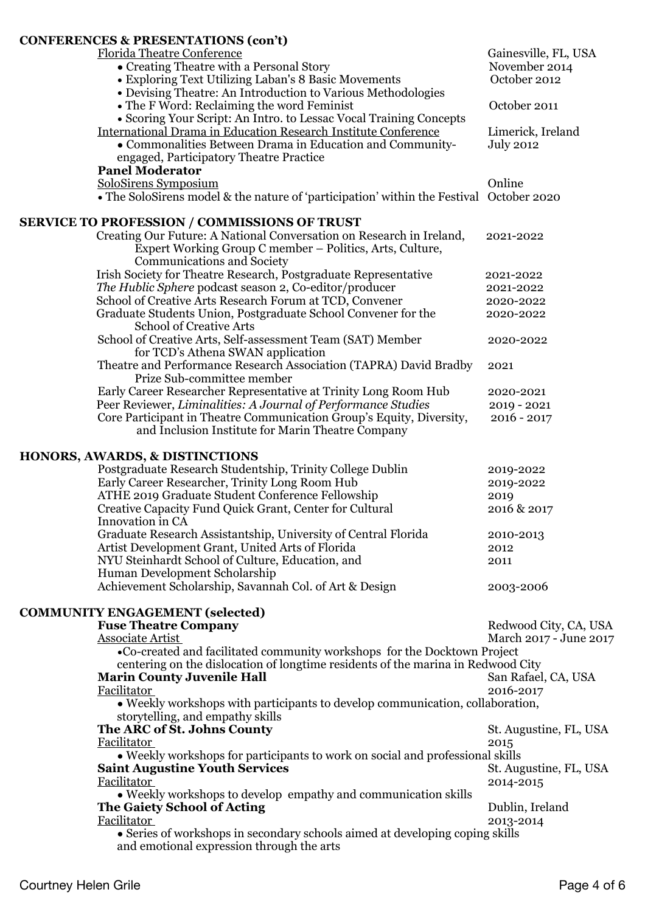## CONFERENCES & PRESENTATIONS (con't)

Florida Theatre Conference — Gainesville, FL, USA

- Creating Theatre with a Personal Story — November 2014
- Exploring Text Utilizing Laban's 8 Basic Movements — October 2012
- Devising Theatre: An Introduction to Various Methodologies
- The F Word: Reclaiming the word Feminist — October 2011
- Scoring Your Script: An Intro. to Lessac Vocal Training Concepts

International Drama in Education Research Institute Conference — Limerick, Ireland

- Commonalities Between Drama in Education and Community-engaged, Participatory Theatre Practice — July 2012

**Panel Moderator**

SoloSirens Symposium — Online

- The SoloSirens model & the nature of 'participation' within the Festival — October 2020

## SERVICE TO PROFESSION / COMMISSIONS OF TRUST

- Creating Our Future: A National Conversation on Research in Ireland, Expert Working Group C member – Politics, Arts, Culture, Communications and Society — 2021-2022
- Irish Society for Theatre Research, Postgraduate Representative — 2021-2022
- *The Hublic Sphere* podcast season 2, Co-editor/producer — 2021-2022
- School of Creative Arts Research Forum at TCD, Convener — 2020-2022
- Graduate Students Union, Postgraduate School Convener for the School of Creative Arts — 2020-2022
- School of Creative Arts, Self-assessment Team (SAT) Member for TCD's Athena SWAN application — 2020-2022
- Theatre and Performance Research Association (TAPRA) David Bradby Prize Sub-committee member — 2021
- Early Career Researcher Representative at Trinity Long Room Hub — 2020-2021
- Peer Reviewer, *Liminalities: A Journal of Performance Studies* — 2019 - 2021
- Core Participant in Theatre Communication Group's Equity, Diversity, and Inclusion Institute for Marin Theatre Company — 2016 - 2017

## HONORS, AWARDS, & DISTINCTIONS

- Postgraduate Research Studentship, Trinity College Dublin — 2019-2022
- Early Career Researcher, Trinity Long Room Hub — 2019-2022
- ATHE 2019 Graduate Student Conference Fellowship — 2019
- Creative Capacity Fund Quick Grant, Center for Cultural Innovation in CA — 2016 & 2017
- Graduate Research Assistantship, University of Central Florida — 2010-2013
- Artist Development Grant, United Arts of Florida — 2012
- NYU Steinhardt School of Culture, Education, and Human Development Scholarship — 2011
- Achievement Scholarship, Savannah Col. of Art & Design — 2003-2006

## COMMUNITY ENGAGEMENT (selected)

**Fuse Theatre Company** — Redwood City, CA, USA
Associate Artist — March 2017 - June 2017

- Co-created and facilitated community workshops for the Docktown Project centering on the dislocation of longtime residents of the marina in Redwood City

**Marin County Juvenile Hall** — San Rafael, CA, USA
Facilitator — 2016-2017

- Weekly workshops with participants to develop communication, collaboration, storytelling, and empathy skills

**The ARC of St. Johns County** — St. Augustine, FL, USA
Facilitator — 2015

- Weekly workshops for participants to work on social and professional skills

**Saint Augustine Youth Services** — St. Augustine, FL, USA
Facilitator — 2014-2015

- Weekly workshops to develop empathy and communication skills

**The Gaiety School of Acting** — Dublin, Ireland
Facilitator — 2013-2014

- Series of workshops in secondary schools aimed at developing coping skills and emotional expression through the arts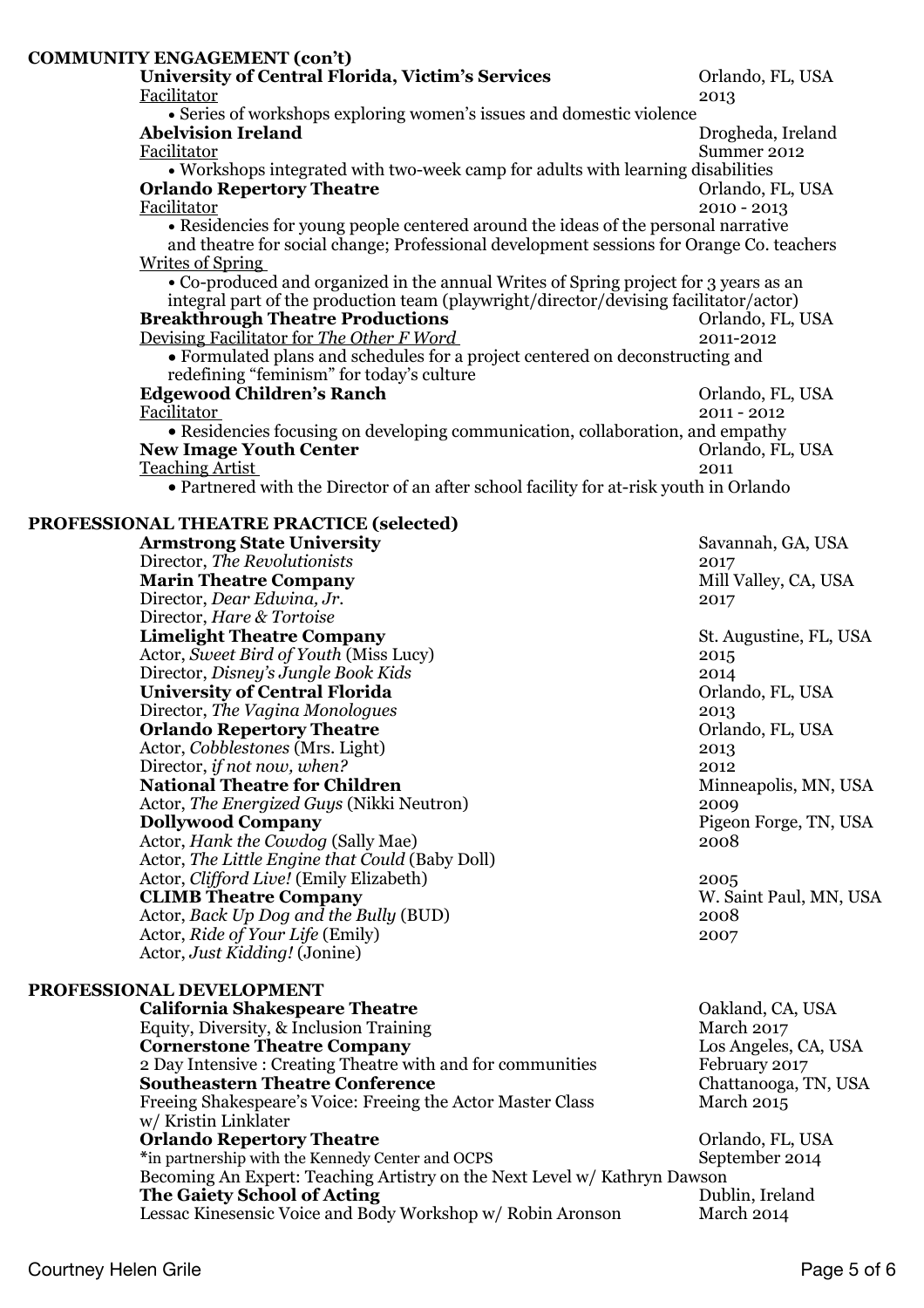## COMMUNITY ENGAGEMENT (con't)

**University of Central Florida, Victim's Services** — Orlando, FL, USA
Facilitator — 2013
- Series of workshops exploring women's issues and domestic violence

**Abelvision Ireland** — Drogheda, Ireland
Facilitator — Summer 2012
- Workshops integrated with two-week camp for adults with learning disabilities

**Orlando Repertory Theatre** — Orlando, FL, USA
Facilitator — 2010 - 2013
- Residencies for young people centered around the ideas of the personal narrative and theatre for social change; Professional development sessions for Orange Co. teachers

Writes of Spring
- Co-produced and organized in the annual Writes of Spring project for 3 years as an integral part of the production team (playwright/director/devising facilitator/actor)

**Breakthrough Theatre Productions** — Orlando, FL, USA
Devising Facilitator for *The Other F Word* — 2011-2012
- Formulated plans and schedules for a project centered on deconstructing and redefining "feminism" for today's culture

**Edgewood Children's Ranch** — Orlando, FL, USA
Facilitator — 2011 - 2012
- Residencies focusing on developing communication, collaboration, and empathy

**New Image Youth Center** — Orlando, FL, USA
Teaching Artist — 2011
- Partnered with the Director of an after school facility for at-risk youth in Orlando

## PROFESSIONAL THEATRE PRACTICE (selected)

**Armstrong State University** — Savannah, GA, USA
Director, *The Revolutionists* — 2017

**Marin Theatre Company** — Mill Valley, CA, USA
Director, *Dear Edwina, Jr.* — 2017
Director, *Hare & Tortoise*

**Limelight Theatre Company** — St. Augustine, FL, USA
Actor, *Sweet Bird of Youth* (Miss Lucy) — 2015
Director, *Disney's Jungle Book Kids* — 2014

**University of Central Florida** — Orlando, FL, USA
Director, *The Vagina Monologues* — 2013

**Orlando Repertory Theatre** — Orlando, FL, USA
Actor, *Cobblestones* (Mrs. Light) — 2013
Director, *if not now, when?* — 2012

**National Theatre for Children** — Minneapolis, MN, USA
Actor, *The Energized Guys* (Nikki Neutron) — 2009

**Dollywood Company** — Pigeon Forge, TN, USA
Actor, *Hank the Cowdog* (Sally Mae) — 2008
Actor, *The Little Engine that Could* (Baby Doll)
Actor, *Clifford Live!* (Emily Elizabeth) — 2005

**CLIMB Theatre Company** — W. Saint Paul, MN, USA
Actor, *Back Up Dog and the Bully* (BUD) — 2008
Actor, *Ride of Your Life* (Emily) — 2007
Actor, *Just Kidding!* (Jonine)

## PROFESSIONAL DEVELOPMENT

**California Shakespeare Theatre** — Oakland, CA, USA
Equity, Diversity, & Inclusion Training — March 2017

**Cornerstone Theatre Company** — Los Angeles, CA, USA
2 Day Intensive : Creating Theatre with and for communities — February 2017

**Southeastern Theatre Conference** — Chattanooga, TN, USA
Freeing Shakespeare's Voice: Freeing the Actor Master Class w/ Kristin Linklater — March 2015

**Orlando Repertory Theatre** — Orlando, FL, USA
*in partnership with the Kennedy Center and OCPS — September 2014
Becoming An Expert: Teaching Artistry on the Next Level w/ Kathryn Dawson

**The Gaiety School of Acting** — Dublin, Ireland
Lessac Kinesensic Voice and Body Workshop w/ Robin Aronson — March 2014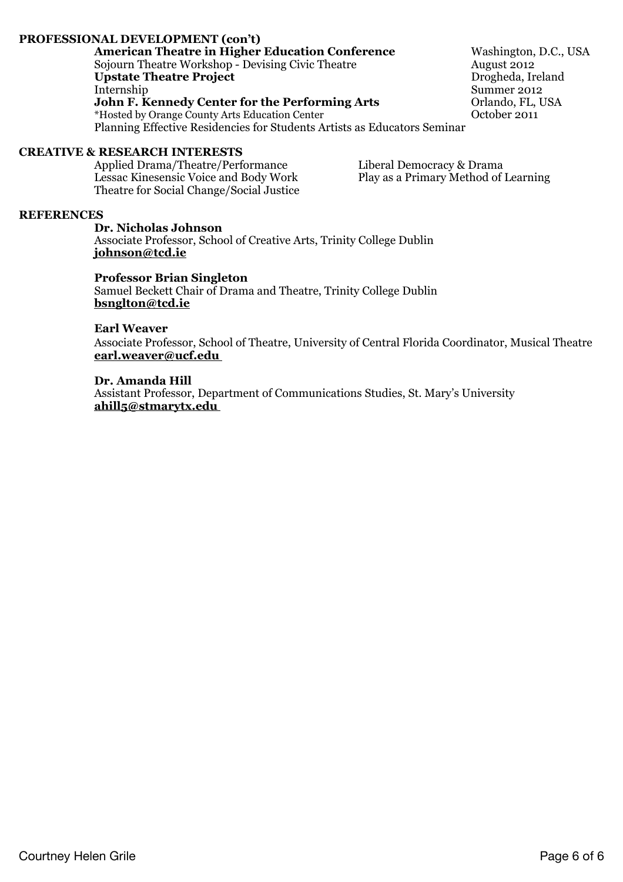## PROFESSIONAL DEVELOPMENT (con't)

**American Theatre in Higher Education Conference** — Washington, D.C., USA
Sojourn Theatre Workshop - Devising Civic Theatre — August 2012

**Upstate Theatre Project** — Drogheda, Ireland
Internship — Summer 2012

**John F. Kennedy Center for the Performing Arts** — Orlando, FL, USA
*Hosted by Orange County Arts Education Center — October 2011
Planning Effective Residencies for Students Artists as Educators Seminar

## CREATIVE & RESEARCH INTERESTS

- Applied Drama/Theatre/Performance
- Lessac Kinesensic Voice and Body Work
- Theatre for Social Change/Social Justice
- Liberal Democracy & Drama
- Play as a Primary Method of Learning

## REFERENCES

**Dr. Nicholas Johnson**
Associate Professor, School of Creative Arts, Trinity College Dublin
**johnson@tcd.ie**

**Professor Brian Singleton**
Samuel Beckett Chair of Drama and Theatre, Trinity College Dublin
**bsnglton@tcd.ie**

**Earl Weaver**
Associate Professor, School of Theatre, University of Central Florida Coordinator, Musical Theatre
**earl.weaver@ucf.edu**

**Dr. Amanda Hill**
Assistant Professor, Department of Communications Studies, St. Mary's University
**ahill5@stmarytx.edu**